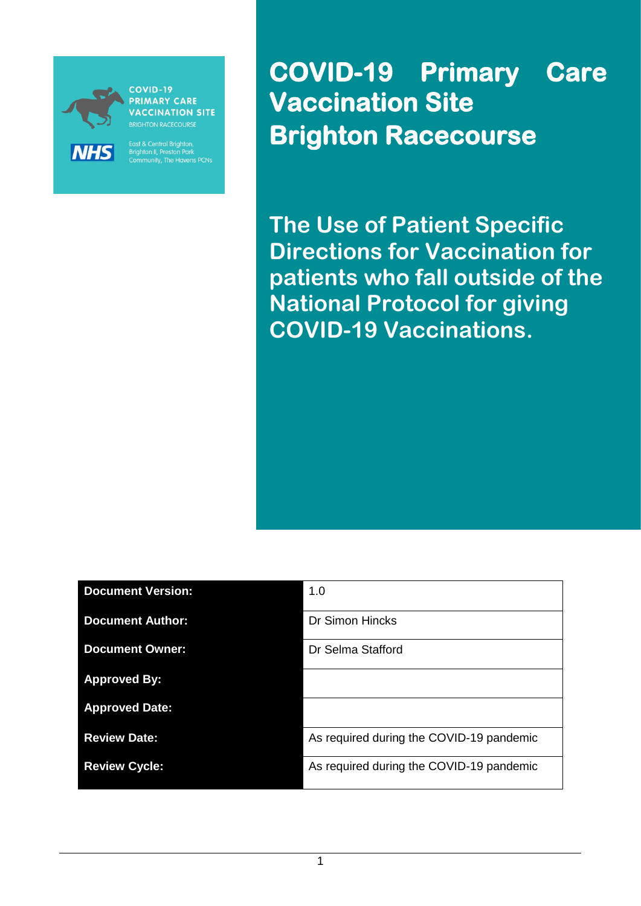COVID-19 PRIMARY CARE VACCINATION SITE
BRIGHTON RACECOURSE

NHS

East & Central Brighton, Brighton II, Preston Park Community, The Havens PCNs

# COVID-19 Primary Care Vaccination Site Brighton Racecourse

## The Use of Patient Specific Directions for Vaccination for patients who fall outside of the National Protocol for giving COVID-19 Vaccinations.

| | |
|---|---|
| **Document Version:** | 1.0 |
| **Document Author:** | Dr Simon Hincks |
| **Document Owner:** | Dr Selma Stafford |
| **Approved By:** | |
| **Approved Date:** | |
| **Review Date:** | As required during the COVID-19 pandemic |
| **Review Cycle:** | As required during the COVID-19 pandemic |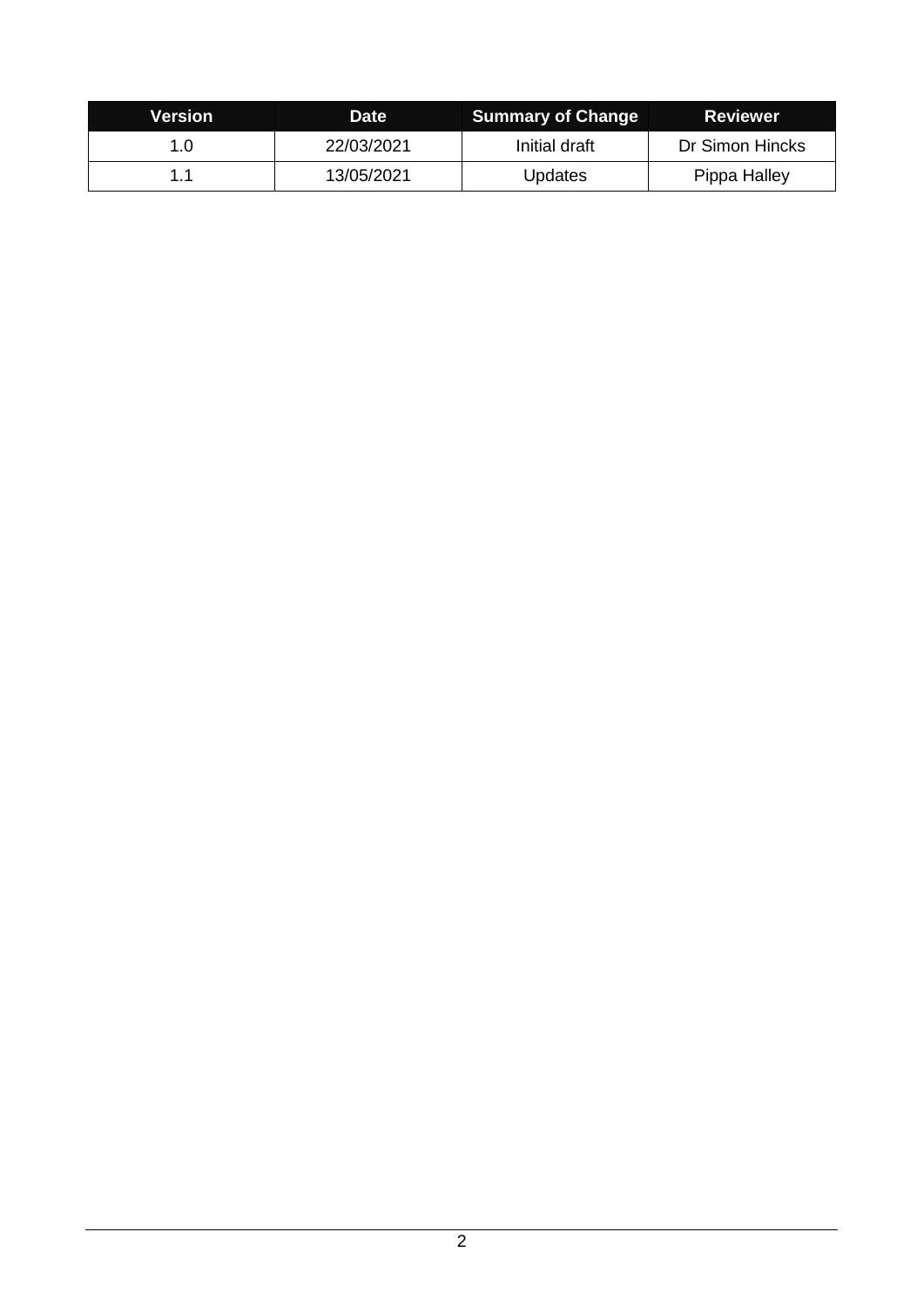| Version | Date | Summary of Change | Reviewer |
|---|---|---|---|
| 1.0 | 22/03/2021 | Initial draft | Dr Simon Hincks |
| 1.1 | 13/05/2021 | Updates | Pippa Halley |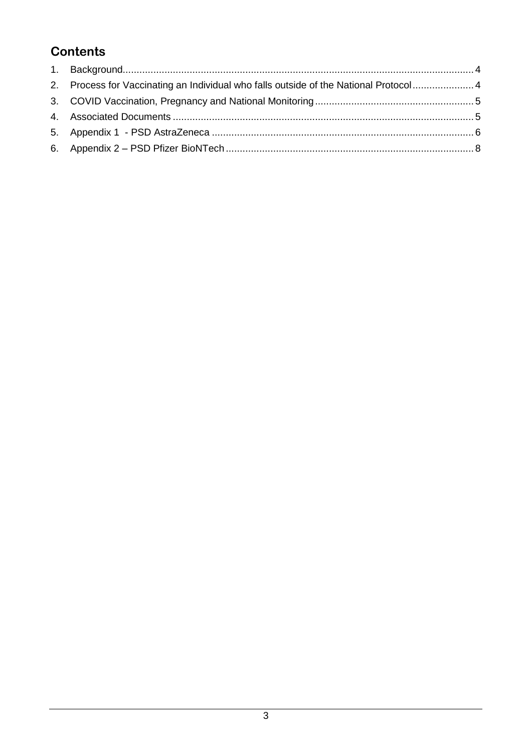## Contents

1. Background....................................................................................................................................4
2. Process for Vaccinating an Individual who falls outside of the National Protocol......................4
3. COVID Vaccination, Pregnancy and National Monitoring..........................................................5
4. Associated Documents ...............................................................................................................5
5. Appendix 1 - PSD AstraZeneca ..................................................................................................6
6. Appendix 2 – PSD Pfizer BioNTech ............................................................................................8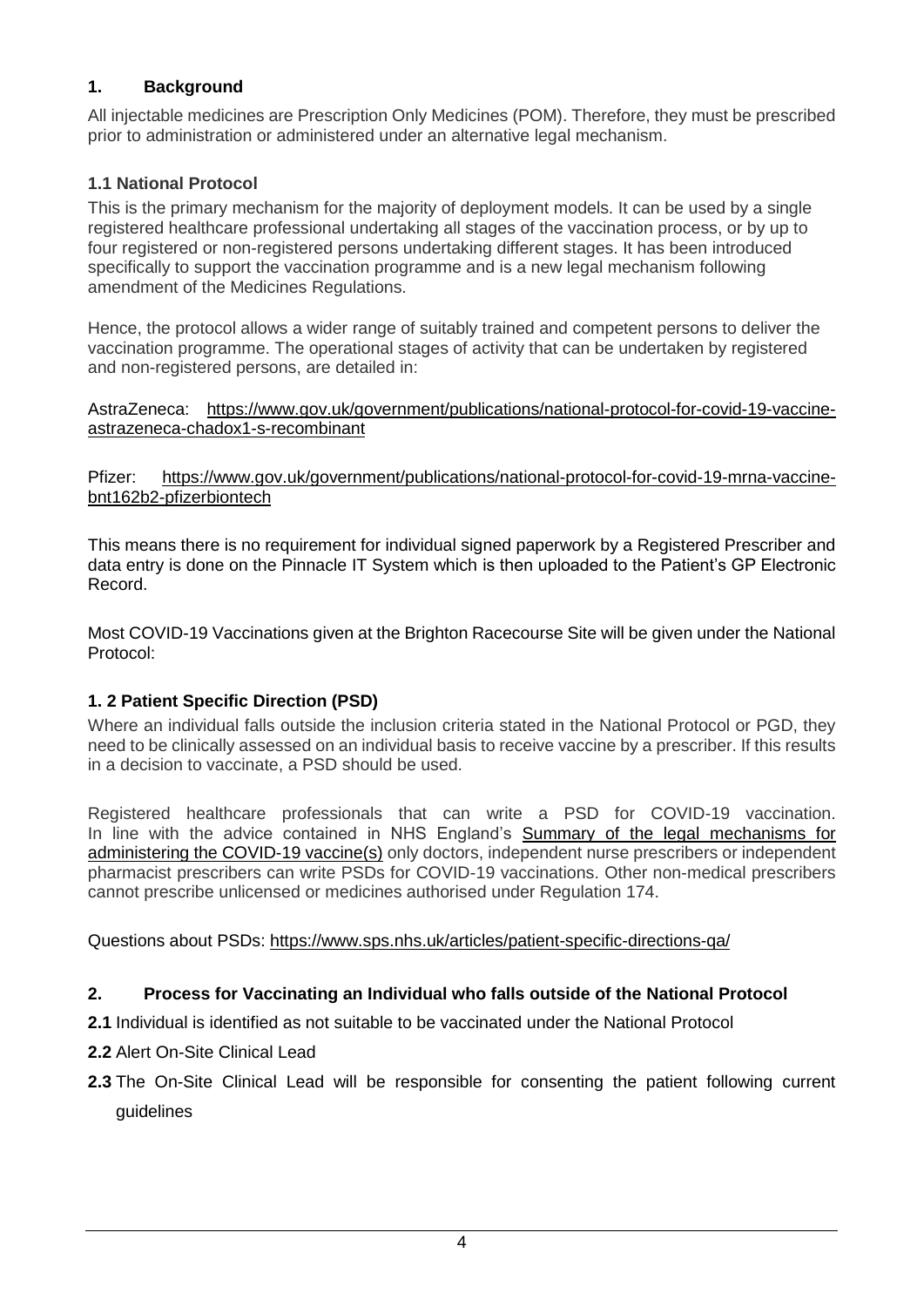## 1. Background

All injectable medicines are Prescription Only Medicines (POM). Therefore, they must be prescribed prior to administration or administered under an alternative legal mechanism.

### 1.1 National Protocol

This is the primary mechanism for the majority of deployment models. It can be used by a single registered healthcare professional undertaking all stages of the vaccination process, or by up to four registered or non-registered persons undertaking different stages. It has been introduced specifically to support the vaccination programme and is a new legal mechanism following amendment of the Medicines Regulations.

Hence, the protocol allows a wider range of suitably trained and competent persons to deliver the vaccination programme. The operational stages of activity that can be undertaken by registered and non-registered persons, are detailed in:

AstraZeneca: [https://www.gov.uk/government/publications/national-protocol-for-covid-19-vaccine-astrazeneca-chadox1-s-recombinant](https://www.gov.uk/government/publications/national-protocol-for-covid-19-vaccine-astrazeneca-chadox1-s-recombinant)

Pfizer: [https://www.gov.uk/government/publications/national-protocol-for-covid-19-mrna-vaccine-bnt162b2-pfizerbiontech](https://www.gov.uk/government/publications/national-protocol-for-covid-19-mrna-vaccine-bnt162b2-pfizerbiontech)

This means there is no requirement for individual signed paperwork by a Registered Prescriber and data entry is done on the Pinnacle IT System which is then uploaded to the Patient's GP Electronic Record.

Most COVID-19 Vaccinations given at the Brighton Racecourse Site will be given under the National Protocol:

### 1. 2 Patient Specific Direction (PSD)

Where an individual falls outside the inclusion criteria stated in the National Protocol or PGD, they need to be clinically assessed on an individual basis to receive vaccine by a prescriber. If this results in a decision to vaccinate, a PSD should be used.

Registered healthcare professionals that can write a PSD for COVID-19 vaccination. In line with the advice contained in NHS England's Summary of the legal mechanisms for administering the COVID-19 vaccine(s) only doctors, independent nurse prescribers or independent pharmacist prescribers can write PSDs for COVID-19 vaccinations. Other non-medical prescribers cannot prescribe unlicensed or medicines authorised under Regulation 174.

Questions about PSDs: [https://www.sps.nhs.uk/articles/patient-specific-directions-qa/](https://www.sps.nhs.uk/articles/patient-specific-directions-qa/)

## 2. Process for Vaccinating an Individual who falls outside of the National Protocol

**2.1** Individual is identified as not suitable to be vaccinated under the National Protocol

**2.2** Alert On-Site Clinical Lead

**2.3** The On-Site Clinical Lead will be responsible for consenting the patient following current guidelines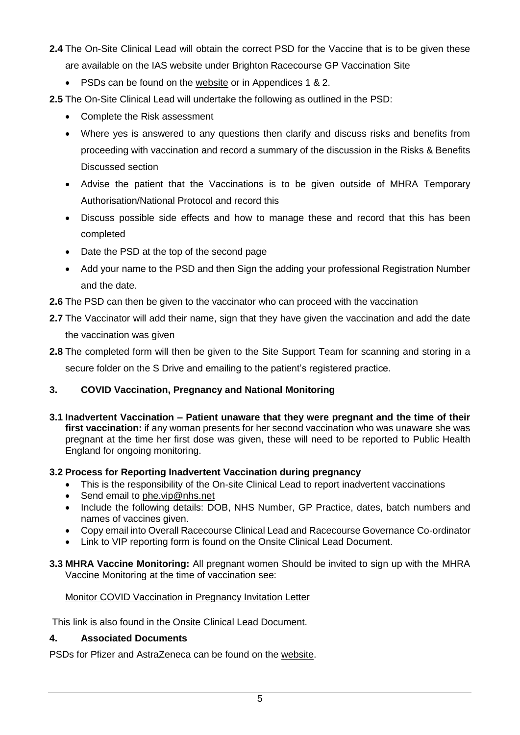**2.4** The On-Site Clinical Lead will obtain the correct PSD for the Vaccine that is to be given these are available on the IAS website under Brighton Racecourse GP Vaccination Site

- PSDs can be found on the website or in Appendices 1 & 2.

**2.5** The On-Site Clinical Lead will undertake the following as outlined in the PSD:

- Complete the Risk assessment
- Where yes is answered to any questions then clarify and discuss risks and benefits from proceeding with vaccination and record a summary of the discussion in the Risks & Benefits Discussed section
- Advise the patient that the Vaccinations is to be given outside of MHRA Temporary Authorisation/National Protocol and record this
- Discuss possible side effects and how to manage these and record that this has been completed
- Date the PSD at the top of the second page
- Add your name to the PSD and then Sign the adding your professional Registration Number and the date.

**2.6** The PSD can then be given to the vaccinator who can proceed with the vaccination

**2.7** The Vaccinator will add their name, sign that they have given the vaccination and add the date the vaccination was given

**2.8** The completed form will then be given to the Site Support Team for scanning and storing in a secure folder on the S Drive and emailing to the patient's registered practice.

## 3. COVID Vaccination, Pregnancy and National Monitoring

**3.1 Inadvertent Vaccination – Patient unaware that they were pregnant and the time of their first vaccination:** if any woman presents for her second vaccination who was unaware she was pregnant at the time her first dose was given, these will need to be reported to Public Health England for ongoing monitoring.

**3.2 Process for Reporting Inadvertent Vaccination during pregnancy**

- This is the responsibility of the On-site Clinical Lead to report inadvertent vaccinations
- Send email to phe.vip@nhs.net
- Include the following details: DOB, NHS Number, GP Practice, dates, batch numbers and names of vaccines given.
- Copy email into Overall Racecourse Clinical Lead and Racecourse Governance Co-ordinator
- Link to VIP reporting form is found on the Onsite Clinical Lead Document.

**3.3 MHRA Vaccine Monitoring:** All pregnant women Should be invited to sign up with the MHRA Vaccine Monitoring at the time of vaccination see:

Monitor COVID Vaccination in Pregnancy Invitation Letter

This link is also found in the Onsite Clinical Lead Document.

## 4. Associated Documents

PSDs for Pfizer and AstraZeneca can be found on the website.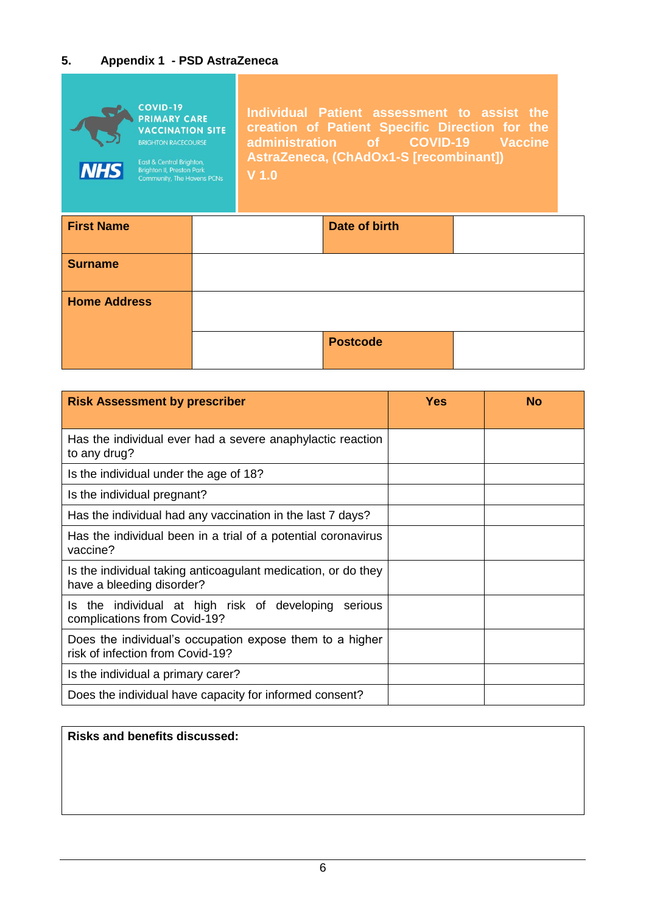## 5. Appendix 1 - PSD AstraZeneca

COVID-19 PRIMARY CARE VACCINATION SITE
BRIGHTON RACECOURSE

NHS

East & Central Brighton, Brighton II, Preston Park Community, The Havens PCNs

**Individual Patient assessment to assist the creation of Patient Specific Direction for the administration of COVID-19 Vaccine AstraZeneca, (ChAdOx1-S [recombinant])**
**V 1.0**

| **First Name** | | **Date of birth** | |
|---|---|---|---|
| **Surname** | | | |
| **Home Address** | | | |
| | | **Postcode** | |

| **Risk Assessment by prescriber** | **Yes** | **No** |
|---|---|---|
| Has the individual ever had a severe anaphylactic reaction to any drug? | | |
| Is the individual under the age of 18? | | |
| Is the individual pregnant? | | |
| Has the individual had any vaccination in the last 7 days? | | |
| Has the individual been in a trial of a potential coronavirus vaccine? | | |
| Is the individual taking anticoagulant medication, or do they have a bleeding disorder? | | |
| Is the individual at high risk of developing serious complications from Covid-19? | | |
| Does the individual's occupation expose them to a higher risk of infection from Covid-19? | | |
| Is the individual a primary carer? | | |
| Does the individual have capacity for informed consent? | | |

| **Risks and benefits discussed:** |
|---|
| |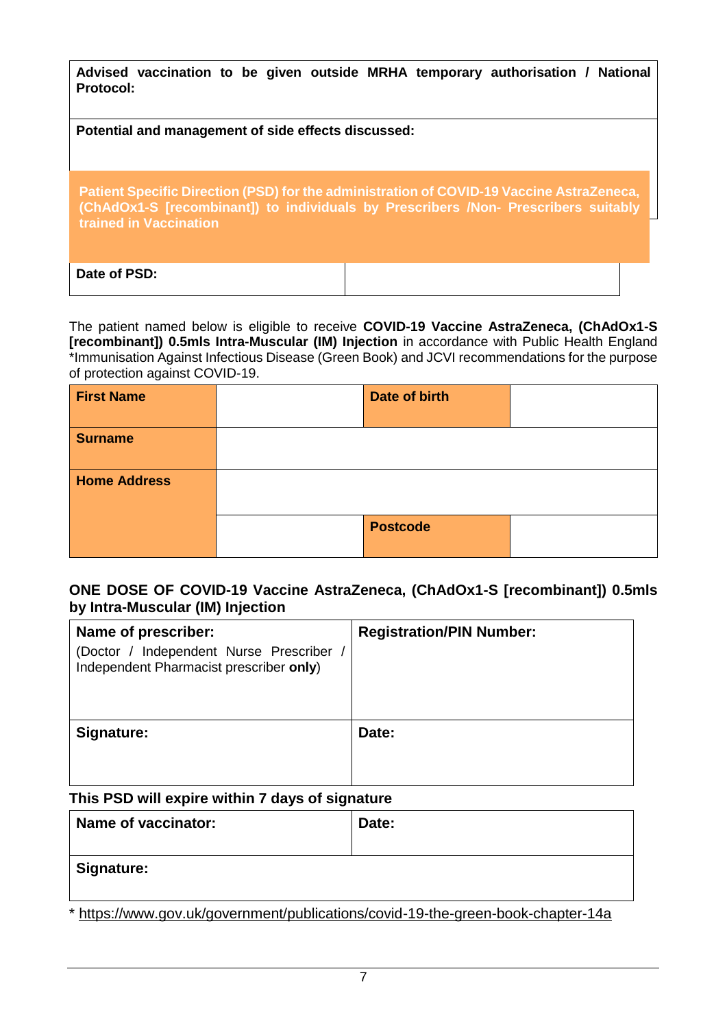| **Advised vaccination to be given outside MRHA temporary authorisation / National Protocol:** |
|---|
| **Potential and management of side effects discussed:** |

**Patient Specific Direction (PSD) for the administration of COVID-19 Vaccine AstraZeneca, (ChAdOx1-S [recombinant]) to individuals by Prescribers /Non- Prescribers suitably trained in Vaccination**

| **Date of PSD:** | |
|---|---|

The patient named below is eligible to receive **COVID-19 Vaccine AstraZeneca, (ChAdOx1-S [recombinant]) 0.5mls Intra-Muscular (IM) Injection** in accordance with Public Health England *Immunisation Against Infectious Disease (Green Book) and JCVI recommendations for the purpose of protection against COVID-19.

| **First Name** | | **Date of birth** | |
|---|---|---|---|
| **Surname** | | | |
| **Home Address** | | | |
| | | **Postcode** | |

**ONE DOSE OF COVID-19 Vaccine AstraZeneca, (ChAdOx1-S [recombinant]) 0.5mls by Intra-Muscular (IM) Injection**

| **Name of prescriber:** (Doctor / Independent Nurse Prescriber / Independent Pharmacist prescriber **only**) | **Registration/PIN Number:** |
|---|---|
| **Signature:** | **Date:** |

**This PSD will expire within 7 days of signature**

| **Name of vaccinator:** | **Date:** |
|---|---|
| **Signature:** | |

* https://www.gov.uk/government/publications/covid-19-the-green-book-chapter-14a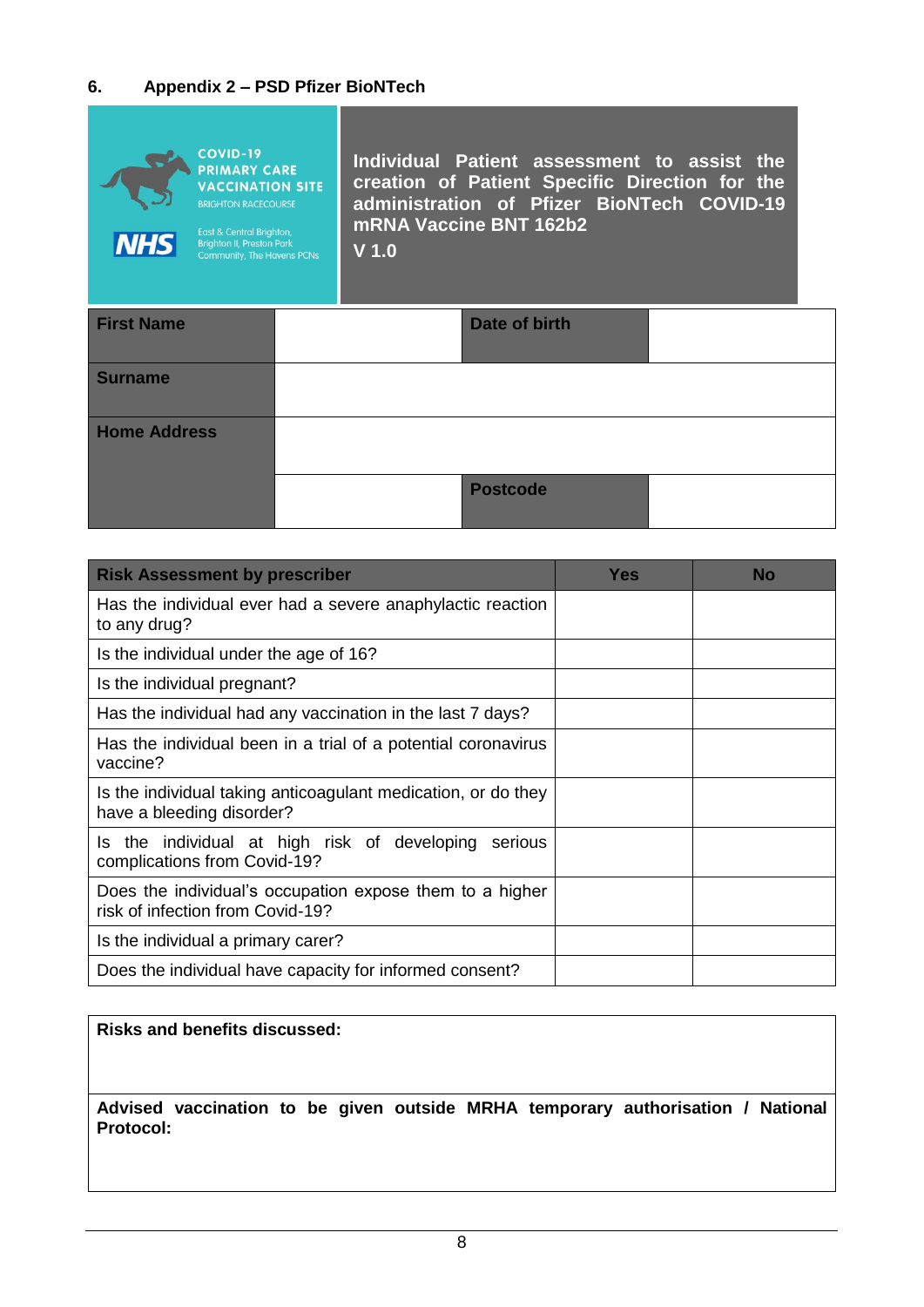## 6. Appendix 2 – PSD Pfizer BioNTech

COVID-19 PRIMARY CARE VACCINATION SITE
BRIGHTON RACECOURSE

NHS

East & Central Brighton, Brighton II, Preston Park Community, The Havens PCNs

**Individual Patient assessment to assist the creation of Patient Specific Direction for the administration of Pfizer BioNTech COVID-19 mRNA Vaccine BNT 162b2**

**V 1.0**

| **First Name** | | **Date of birth** | |
|---|---|---|---|
| **Surname** | | | |
| **Home Address** | | | |
| | | **Postcode** | |

| **Risk Assessment by prescriber** | **Yes** | **No** |
|---|---|---|
| Has the individual ever had a severe anaphylactic reaction to any drug? | | |
| Is the individual under the age of 16? | | |
| Is the individual pregnant? | | |
| Has the individual had any vaccination in the last 7 days? | | |
| Has the individual been in a trial of a potential coronavirus vaccine? | | |
| Is the individual taking anticoagulant medication, or do they have a bleeding disorder? | | |
| Is the individual at high risk of developing serious complications from Covid-19? | | |
| Does the individual's occupation expose them to a higher risk of infection from Covid-19? | | |
| Is the individual a primary carer? | | |
| Does the individual have capacity for informed consent? | | |

| **Risks and benefits discussed:** |
|---|
| **Advised vaccination to be given outside MRHA temporary authorisation / National Protocol:** |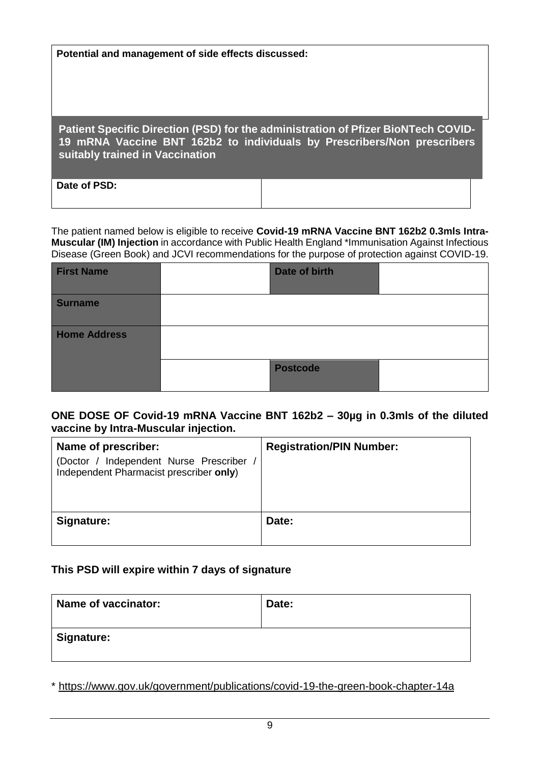| Potential and management of side effects discussed: |
|---|
| |

## Patient Specific Direction (PSD) for the administration of Pfizer BioNTech COVID-19 mRNA Vaccine BNT 162b2 to individuals by Prescribers/Non prescribers suitably trained in Vaccination

| | |
|---|---|
| **Date of PSD:** | |

The patient named below is eligible to receive **Covid-19 mRNA Vaccine BNT 162b2 0.3mls Intra-Muscular (IM) Injection** in accordance with Public Health England *Immunisation Against Infectious Disease (Green Book) and JCVI recommendations for the purpose of protection against COVID-19.

| | | | |
|---|---|---|---|
| **First Name** | | **Date of birth** | |
| **Surname** | | | |
| **Home Address** | | | |
| | | **Postcode** | |

**ONE DOSE OF Covid-19 mRNA Vaccine BNT 162b2 – 30µg in 0.3mls of the diluted vaccine by Intra-Muscular injection.**

| | |
|---|---|
| **Name of prescriber:** (Doctor / Independent Nurse Prescriber / Independent Pharmacist prescriber **only**) | **Registration/PIN Number:** |
| **Signature:** | **Date:** |

**This PSD will expire within 7 days of signature**

| | |
|---|---|
| **Name of vaccinator:** | **Date:** |
| **Signature:** | |

* https://www.gov.uk/government/publications/covid-19-the-green-book-chapter-14a